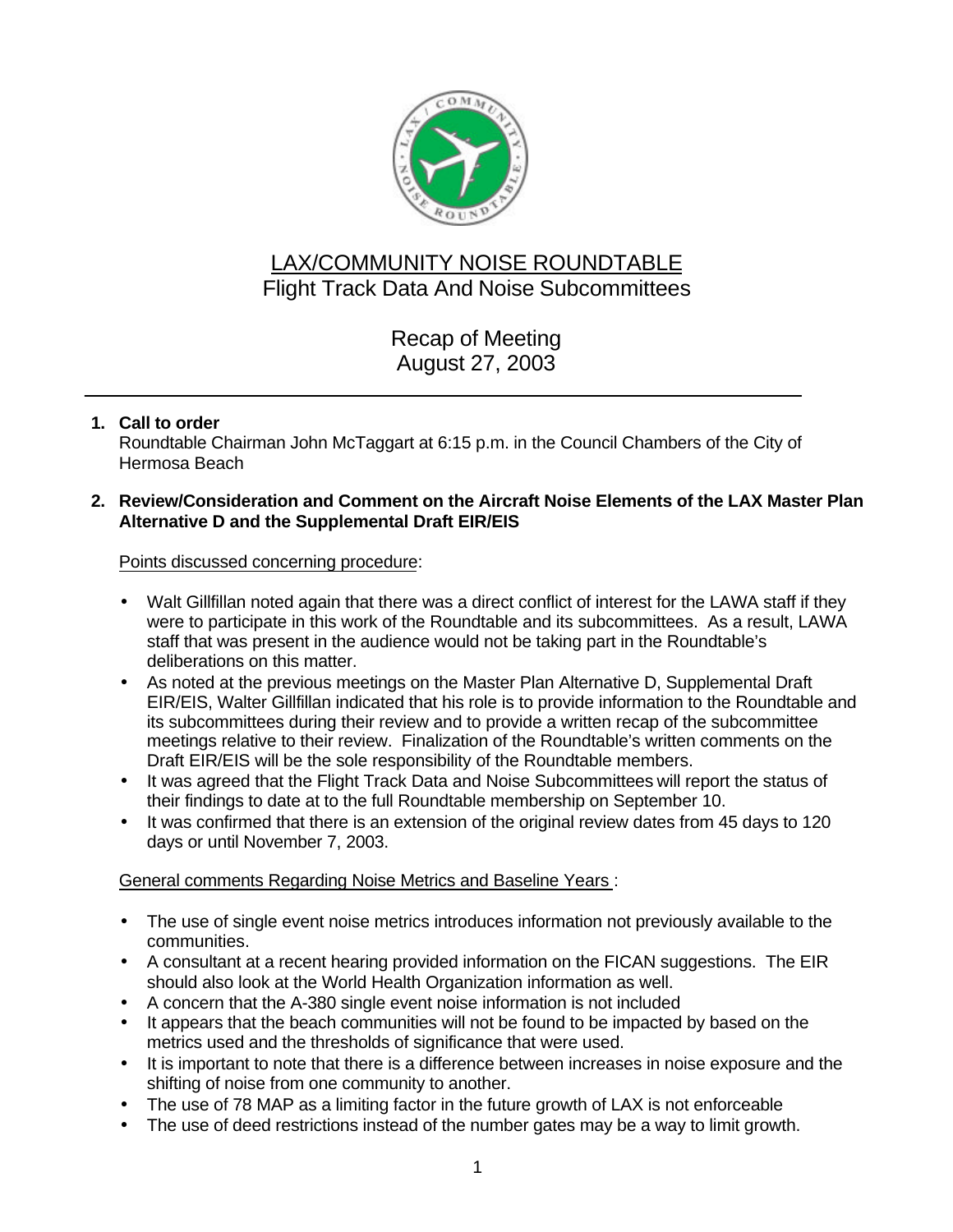# LAX/COMMUNITY NOISE ROUNDTABLE

## Flight Track Data And Noise Subcommittees

## Recap of Meeting
## August 27, 2003

---

**1. Call to order**

Roundtable Chairman John McTaggart at 6:15 p.m. in the Council Chambers of the City of Hermosa Beach

**2. Review/Consideration and Comment on the Aircraft Noise Elements of the LAX Master Plan Alternative D and the Supplemental Draft EIR/EIS**

Points discussed concerning procedure:

- Walt Gillfillan noted again that there was a direct conflict of interest for the LAWA staff if they were to participate in this work of the Roundtable and its subcommittees. As a result, LAWA staff that was present in the audience would not be taking part in the Roundtable's deliberations on this matter.
- As noted at the previous meetings on the Master Plan Alternative D, Supplemental Draft EIR/EIS, Walter Gillfillan indicated that his role is to provide information to the Roundtable and its subcommittees during their review and to provide a written recap of the subcommittee meetings relative to their review. Finalization of the Roundtable's written comments on the Draft EIR/EIS will be the sole responsibility of the Roundtable members.
- It was agreed that the Flight Track Data and Noise Subcommittees will report the status of their findings to date at to the full Roundtable membership on September 10.
- It was confirmed that there is an extension of the original review dates from 45 days to 120 days or until November 7, 2003.

General comments Regarding Noise Metrics and Baseline Years :

- The use of single event noise metrics introduces information not previously available to the communities.
- A consultant at a recent hearing provided information on the FICAN suggestions. The EIR should also look at the World Health Organization information as well.
- A concern that the A-380 single event noise information is not included
- It appears that the beach communities will not be found to be impacted by based on the metrics used and the thresholds of significance that were used.
- It is important to note that there is a difference between increases in noise exposure and the shifting of noise from one community to another.
- The use of 78 MAP as a limiting factor in the future growth of LAX is not enforceable
- The use of deed restrictions instead of the number gates may be a way to limit growth.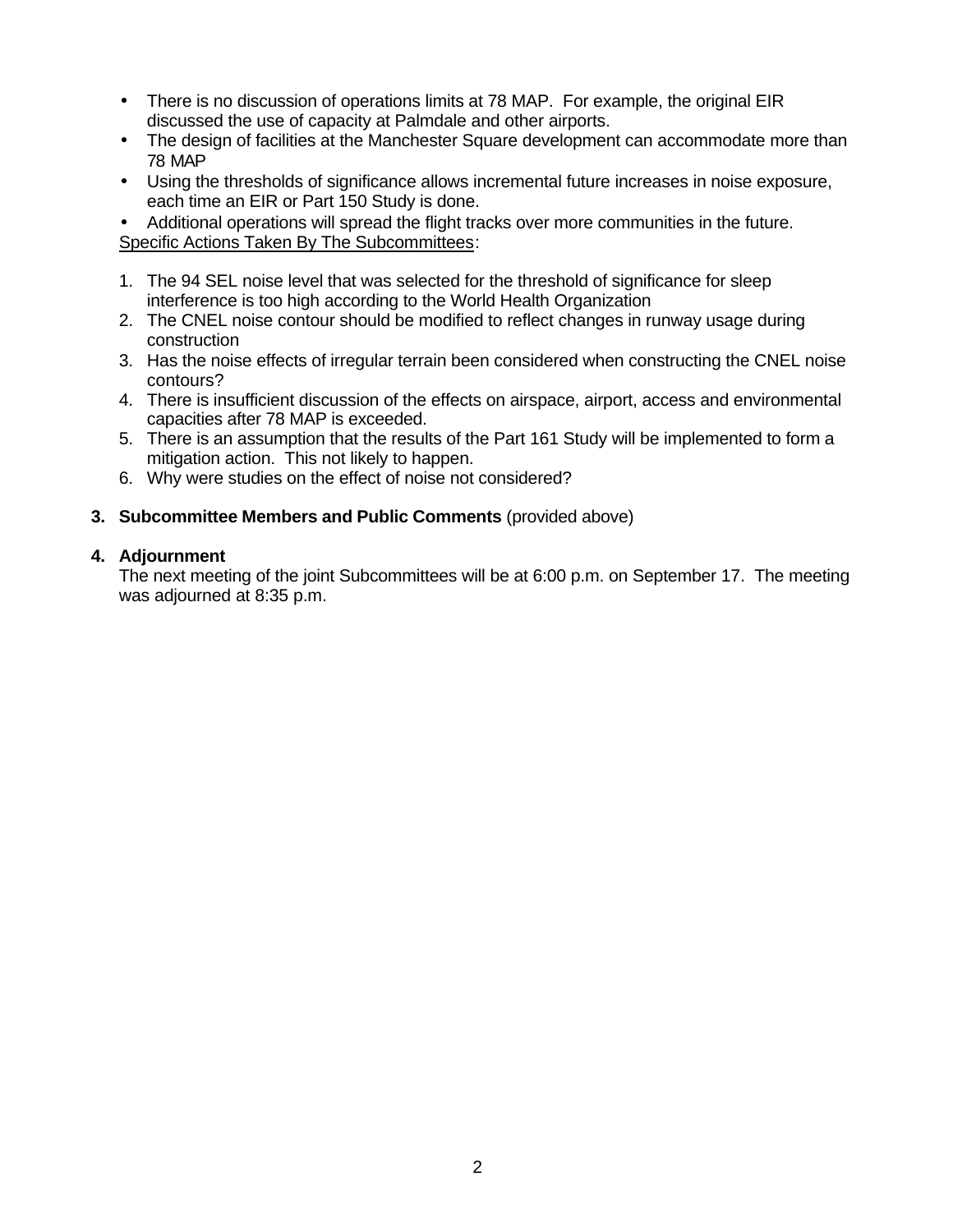- There is no discussion of operations limits at 78 MAP. For example, the original EIR discussed the use of capacity at Palmdale and other airports.
- The design of facilities at the Manchester Square development can accommodate more than 78 MAP
- Using the thresholds of significance allows incremental future increases in noise exposure, each time an EIR or Part 150 Study is done.
- Additional operations will spread the flight tracks over more communities in the future.

<u>Specific Actions Taken By The Subcommittees</u>:

1. The 94 SEL noise level that was selected for the threshold of significance for sleep interference is too high according to the World Health Organization
2. The CNEL noise contour should be modified to reflect changes in runway usage during construction
3. Has the noise effects of irregular terrain been considered when constructing the CNEL noise contours?
4. There is insufficient discussion of the effects on airspace, airport, access and environmental capacities after 78 MAP is exceeded.
5. There is an assumption that the results of the Part 161 Study will be implemented to form a mitigation action. This not likely to happen.
6. Why were studies on the effect of noise not considered?

**3. Subcommittee Members and Public Comments** (provided above)

**4. Adjournment**

The next meeting of the joint Subcommittees will be at 6:00 p.m. on September 17. The meeting was adjourned at 8:35 p.m.